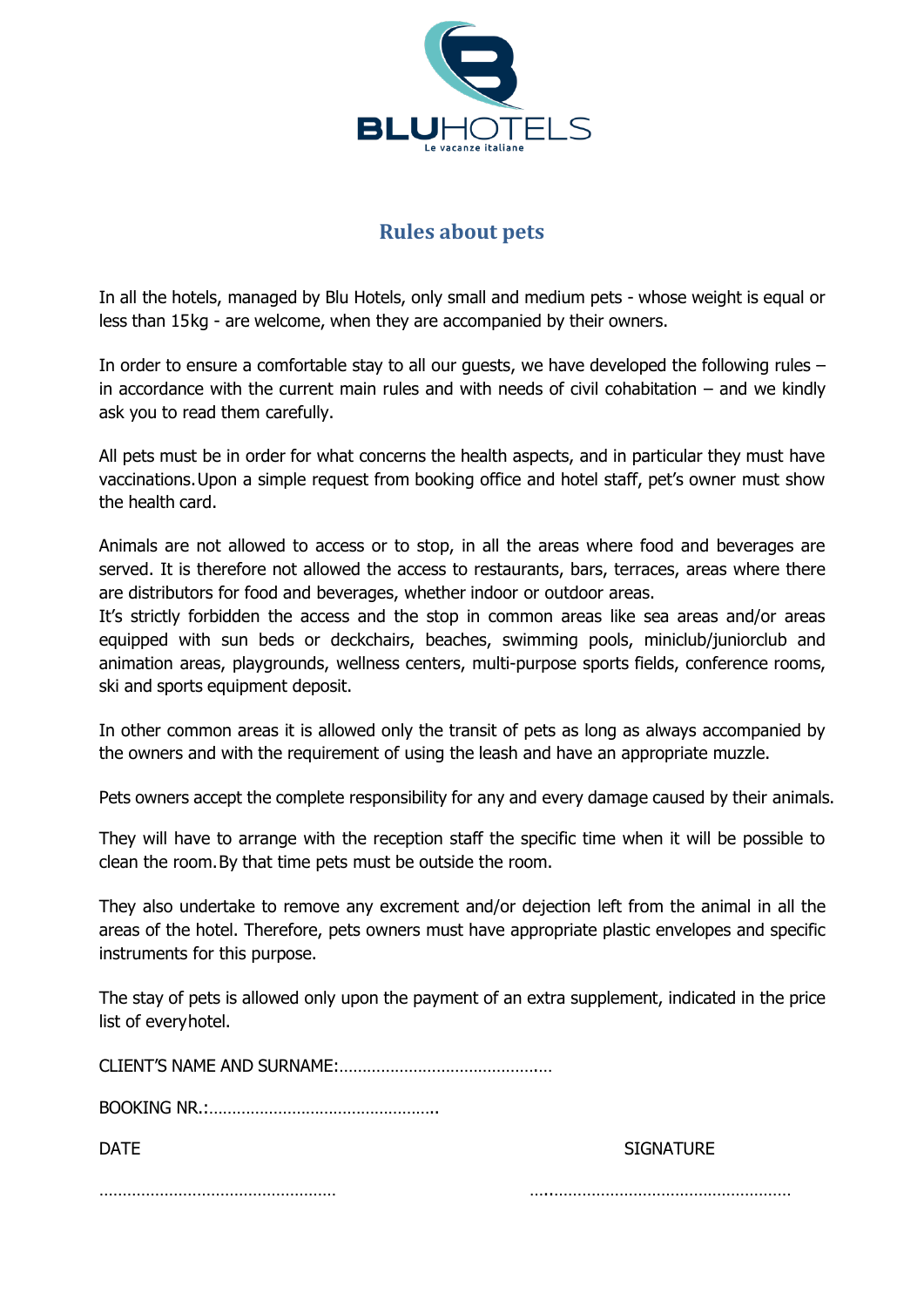BLUHOTELS

Le vacanze italiane

# Rules about pets

In all the hotels, managed by Blu Hotels, only small and medium pets - whose weight is equal or less than 15kg - are welcome, when they are accompanied by their owners.

In order to ensure a comfortable stay to all our guests, we have developed the following rules – in accordance with the current main rules and with needs of civil cohabitation – and we kindly ask you to read them carefully.

All pets must be in order for what concerns the health aspects, and in particular they must have vaccinations. Upon a simple request from booking office and hotel staff, pet's owner must show the health card.

Animals are not allowed to access or to stop, in all the areas where food and beverages are served. It is therefore not allowed the access to restaurants, bars, terraces, areas where there are distributors for food and beverages, whether indoor or outdoor areas.
It's strictly forbidden the access and the stop in common areas like sea areas and/or areas equipped with sun beds or deckchairs, beaches, swimming pools, miniclub/juniorclub and animation areas, playgrounds, wellness centers, multi-purpose sports fields, conference rooms, ski and sports equipment deposit.

In other common areas it is allowed only the transit of pets as long as always accompanied by the owners and with the requirement of using the leash and have an appropriate muzzle.

Pets owners accept the complete responsibility for any and every damage caused by their animals.

They will have to arrange with the reception staff the specific time when it will be possible to clean the room. By that time pets must be outside the room.

They also undertake to remove any excrement and/or dejection left from the animal in all the areas of the hotel. Therefore, pets owners must have appropriate plastic envelopes and specific instruments for this purpose.

The stay of pets is allowed only upon the payment of an extra supplement, indicated in the price list of every hotel.

CLIENT'S NAME AND SURNAME:……………………………………….

BOOKING NR.:…………………………………………..

DATE ……………………………………………

SIGNATURE ……………………………………………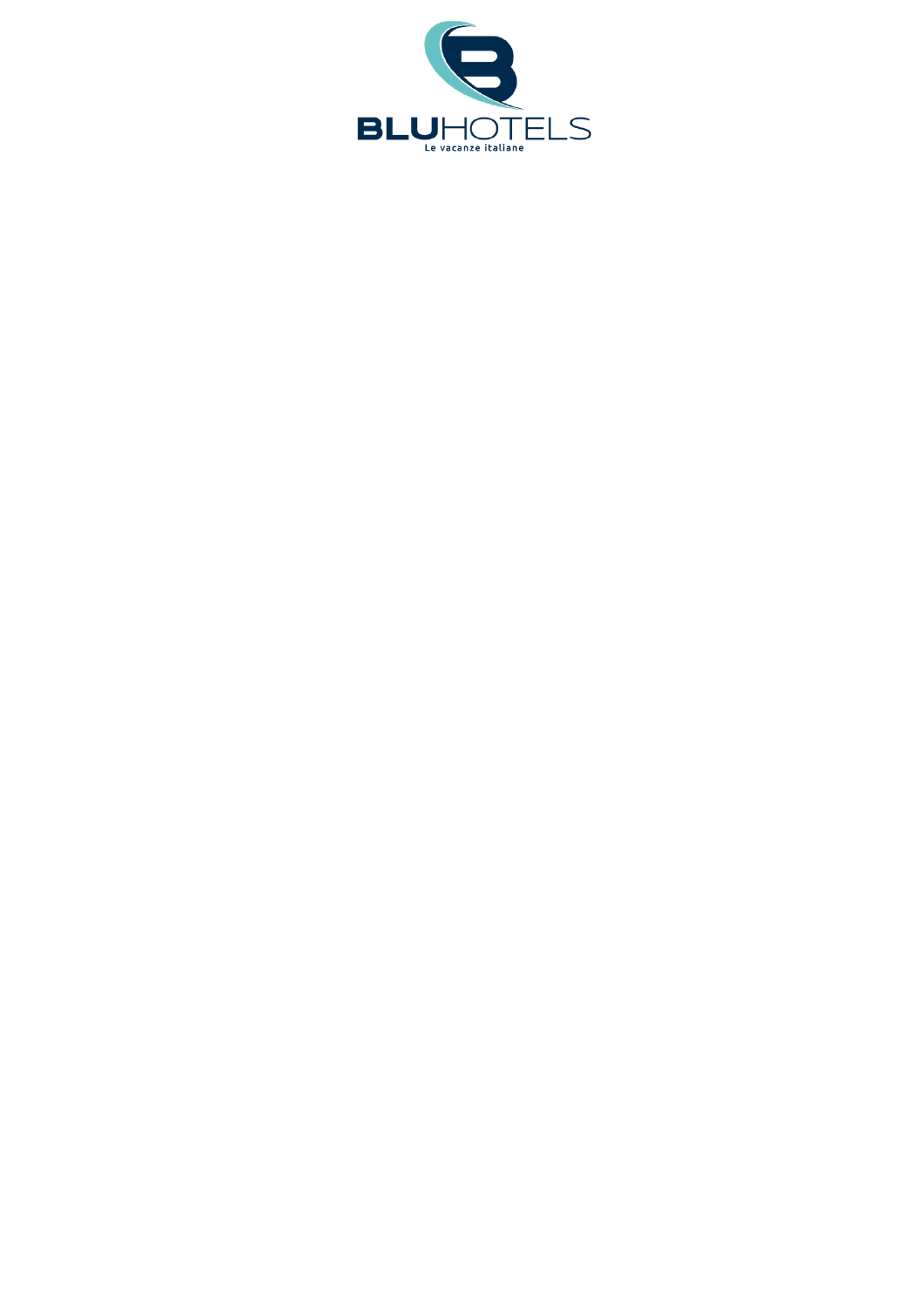BLUHOTELS

Le vacanze italiane